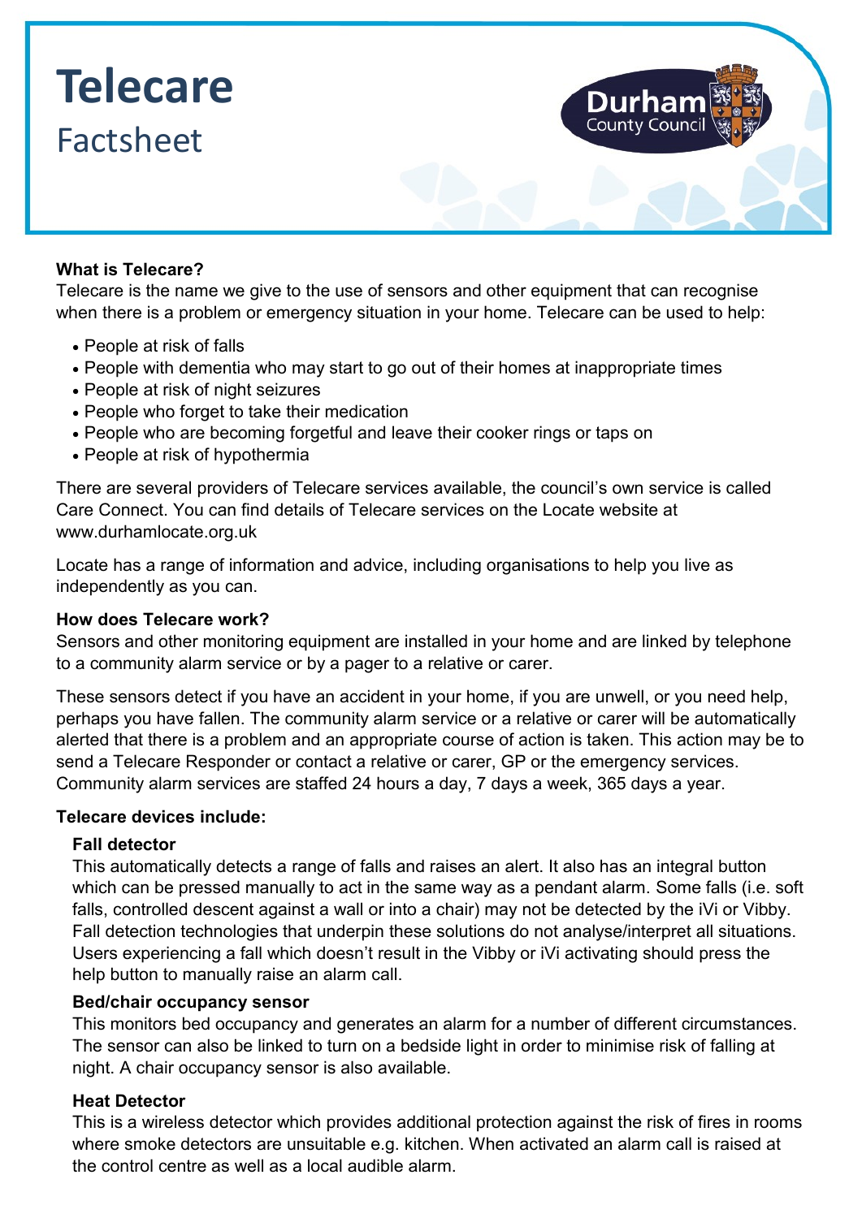# Telecare

## Factsheet

### What is Telecare?

Telecare is the name we give to the use of sensors and other equipment that can recognise when there is a problem or emergency situation in your home. Telecare can be used to help:

- People at risk of falls
- People with dementia who may start to go out of their homes at inappropriate times
- People at risk of night seizures
- People who forget to take their medication
- People who are becoming forgetful and leave their cooker rings or taps on
- People at risk of hypothermia

There are several providers of Telecare services available, the council's own service is called Care Connect. You can find details of Telecare services on the Locate website at www.durhamlocate.org.uk

Locate has a range of information and advice, including organisations to help you live as independently as you can.

### How does Telecare work?

Sensors and other monitoring equipment are installed in your home and are linked by telephone to a community alarm service or by a pager to a relative or carer.

These sensors detect if you have an accident in your home, if you are unwell, or you need help, perhaps you have fallen. The community alarm service or a relative or carer will be automatically alerted that there is a problem and an appropriate course of action is taken. This action may be to send a Telecare Responder or contact a relative or carer, GP or the emergency services. Community alarm services are staffed 24 hours a day, 7 days a week, 365 days a year.

### Telecare devices include:

#### Fall detector

This automatically detects a range of falls and raises an alert. It also has an integral button which can be pressed manually to act in the same way as a pendant alarm. Some falls (i.e. soft falls, controlled descent against a wall or into a chair) may not be detected by the iVi or Vibby. Fall detection technologies that underpin these solutions do not analyse/interpret all situations. Users experiencing a fall which doesn't result in the Vibby or iVi activating should press the help button to manually raise an alarm call.

#### Bed/chair occupancy sensor

This monitors bed occupancy and generates an alarm for a number of different circumstances. The sensor can also be linked to turn on a bedside light in order to minimise risk of falling at night. A chair occupancy sensor is also available.

#### Heat Detector

This is a wireless detector which provides additional protection against the risk of fires in rooms where smoke detectors are unsuitable e.g. kitchen. When activated an alarm call is raised at the control centre as well as a local audible alarm.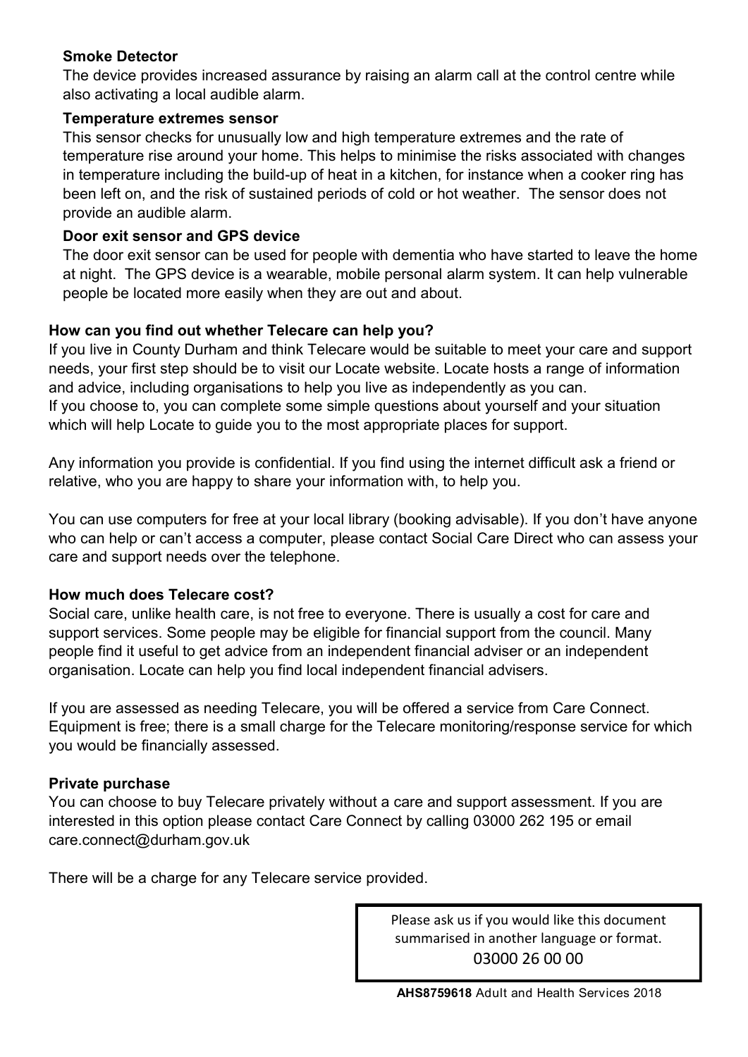### Smoke Detector

The device provides increased assurance by raising an alarm call at the control centre while also activating a local audible alarm.

### Temperature extremes sensor

This sensor checks for unusually low and high temperature extremes and the rate of temperature rise around your home. This helps to minimise the risks associated with changes in temperature including the build-up of heat in a kitchen, for instance when a cooker ring has been left on, and the risk of sustained periods of cold or hot weather. The sensor does not provide an audible alarm.

### Door exit sensor and GPS device

The door exit sensor can be used for people with dementia who have started to leave the home at night. The GPS device is a wearable, mobile personal alarm system. It can help vulnerable people be located more easily when they are out and about.

## How can you find out whether Telecare can help you?

If you live in County Durham and think Telecare would be suitable to meet your care and support needs, your first step should be to visit our Locate website. Locate hosts a range of information and advice, including organisations to help you live as independently as you can.
If you choose to, you can complete some simple questions about yourself and your situation which will help Locate to guide you to the most appropriate places for support.

Any information you provide is confidential. If you find using the internet difficult ask a friend or relative, who you are happy to share your information with, to help you.

You can use computers for free at your local library (booking advisable). If you don't have anyone who can help or can't access a computer, please contact Social Care Direct who can assess your care and support needs over the telephone.

## How much does Telecare cost?

Social care, unlike health care, is not free to everyone. There is usually a cost for care and support services. Some people may be eligible for financial support from the council. Many people find it useful to get advice from an independent financial adviser or an independent organisation. Locate can help you find local independent financial advisers.

If you are assessed as needing Telecare, you will be offered a service from Care Connect. Equipment is free; there is a small charge for the Telecare monitoring/response service for which you would be financially assessed.

## Private purchase

You can choose to buy Telecare privately without a care and support assessment. If you are interested in this option please contact Care Connect by calling 03000 262 195 or email care.connect@durham.gov.uk

There will be a charge for any Telecare service provided.

Please ask us if you would like this document summarised in another language or format.
03000 26 00 00

**AHS8759618** Adult and Health Services 2018